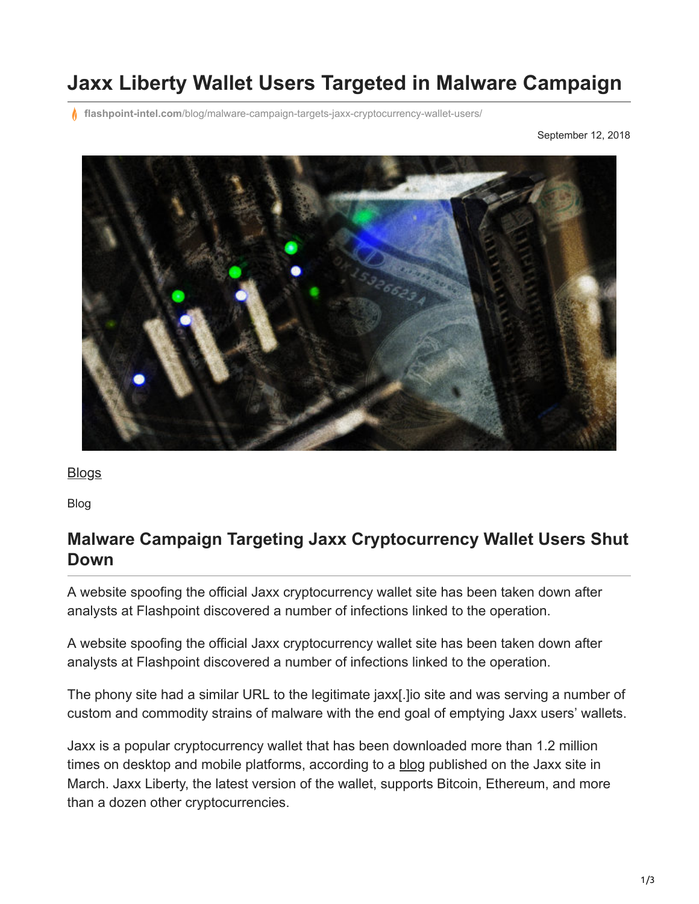# Jaxx Liberty Wallet Users Targeted in Malware Campaign

flashpoint-intel.com/blog/malware-campaign-targets-jaxx-cryptocurrency-wallet-users/

September 12, 2018

Blogs

Blog

## Malware Campaign Targeting Jaxx Cryptocurrency Wallet Users Shut Down

A website spoofing the official Jaxx cryptocurrency wallet site has been taken down after analysts at Flashpoint discovered a number of infections linked to the operation.

A website spoofing the official Jaxx cryptocurrency wallet site has been taken down after analysts at Flashpoint discovered a number of infections linked to the operation.

The phony site had a similar URL to the legitimate jaxx[.]io site and was serving a number of custom and commodity strains of malware with the end goal of emptying Jaxx users' wallets.

Jaxx is a popular cryptocurrency wallet that has been downloaded more than 1.2 million times on desktop and mobile platforms, according to a blog published on the Jaxx site in March. Jaxx Liberty, the latest version of the wallet, supports Bitcoin, Ethereum, and more than a dozen other cryptocurrencies.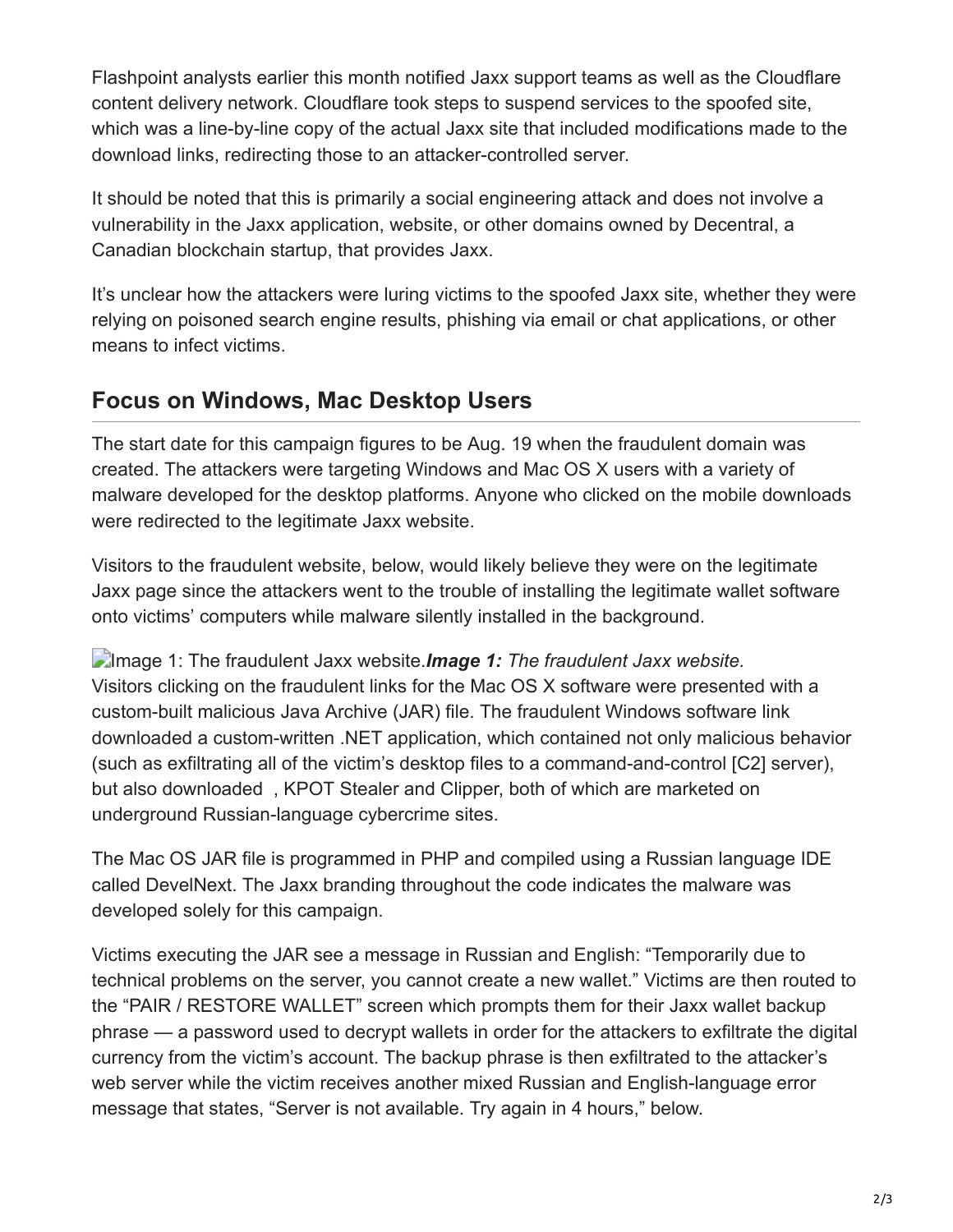Flashpoint analysts earlier this month notified Jaxx support teams as well as the Cloudflare content delivery network. Cloudflare took steps to suspend services to the spoofed site, which was a line-by-line copy of the actual Jaxx site that included modifications made to the download links, redirecting those to an attacker-controlled server.

It should be noted that this is primarily a social engineering attack and does not involve a vulnerability in the Jaxx application, website, or other domains owned by Decentral, a Canadian blockchain startup, that provides Jaxx.

It's unclear how the attackers were luring victims to the spoofed Jaxx site, whether they were relying on poisoned search engine results, phishing via email or chat applications, or other means to infect victims.

## Focus on Windows, Mac Desktop Users

The start date for this campaign figures to be Aug. 19 when the fraudulent domain was created. The attackers were targeting Windows and Mac OS X users with a variety of malware developed for the desktop platforms. Anyone who clicked on the mobile downloads were redirected to the legitimate Jaxx website.

Visitors to the fraudulent website, below, would likely believe they were on the legitimate Jaxx page since the attackers went to the trouble of installing the legitimate wallet software onto victims' computers while malware silently installed in the background.

Image 1: The fraudulent Jaxx website.***Image 1:*** *The fraudulent Jaxx website.*

Visitors clicking on the fraudulent links for the Mac OS X software were presented with a custom-built malicious Java Archive (JAR) file. The fraudulent Windows software link downloaded a custom-written .NET application, which contained not only malicious behavior (such as exfiltrating all of the victim's desktop files to a command-and-control [C2] server), but also downloaded , KPOT Stealer and Clipper, both of which are marketed on underground Russian-language cybercrime sites.

The Mac OS JAR file is programmed in PHP and compiled using a Russian language IDE called DevelNext. The Jaxx branding throughout the code indicates the malware was developed solely for this campaign.

Victims executing the JAR see a message in Russian and English: "Temporarily due to technical problems on the server, you cannot create a new wallet." Victims are then routed to the "PAIR / RESTORE WALLET" screen which prompts them for their Jaxx wallet backup phrase — a password used to decrypt wallets in order for the attackers to exfiltrate the digital currency from the victim's account. The backup phrase is then exfiltrated to the attacker's web server while the victim receives another mixed Russian and English-language error message that states, "Server is not available. Try again in 4 hours," below.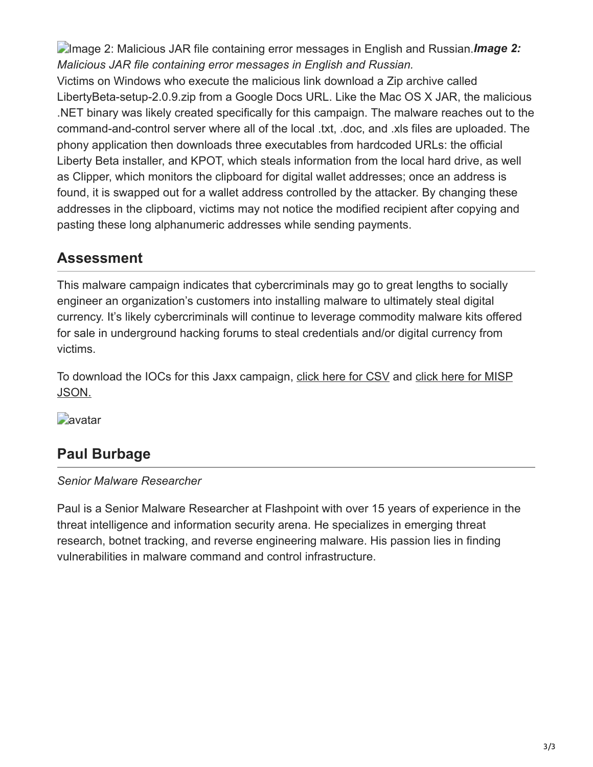Image 2: Malicious JAR file containing error messages in English and Russian.***Image 2:** Malicious JAR file containing error messages in English and Russian.*

Victims on Windows who execute the malicious link download a Zip archive called LibertyBeta-setup-2.0.9.zip from a Google Docs URL. Like the Mac OS X JAR, the malicious .NET binary was likely created specifically for this campaign. The malware reaches out to the command-and-control server where all of the local .txt, .doc, and .xls files are uploaded. The phony application then downloads three executables from hardcoded URLs: the official Liberty Beta installer, and KPOT, which steals information from the local hard drive, as well as Clipper, which monitors the clipboard for digital wallet addresses; once an address is found, it is swapped out for a wallet address controlled by the attacker. By changing these addresses in the clipboard, victims may not notice the modified recipient after copying and pasting these long alphanumeric addresses while sending payments.

## Assessment

This malware campaign indicates that cybercriminals may go to great lengths to socially engineer an organization's customers into installing malware to ultimately steal digital currency. It's likely cybercriminals will continue to leverage commodity malware kits offered for sale in underground hacking forums to steal credentials and/or digital currency from victims.

To download the IOCs for this Jaxx campaign, click here for CSV and click here for MISP JSON.

avatar

## Paul Burbage

*Senior Malware Researcher*

Paul is a Senior Malware Researcher at Flashpoint with over 15 years of experience in the threat intelligence and information security arena. He specializes in emerging threat research, botnet tracking, and reverse engineering malware. His passion lies in finding vulnerabilities in malware command and control infrastructure.